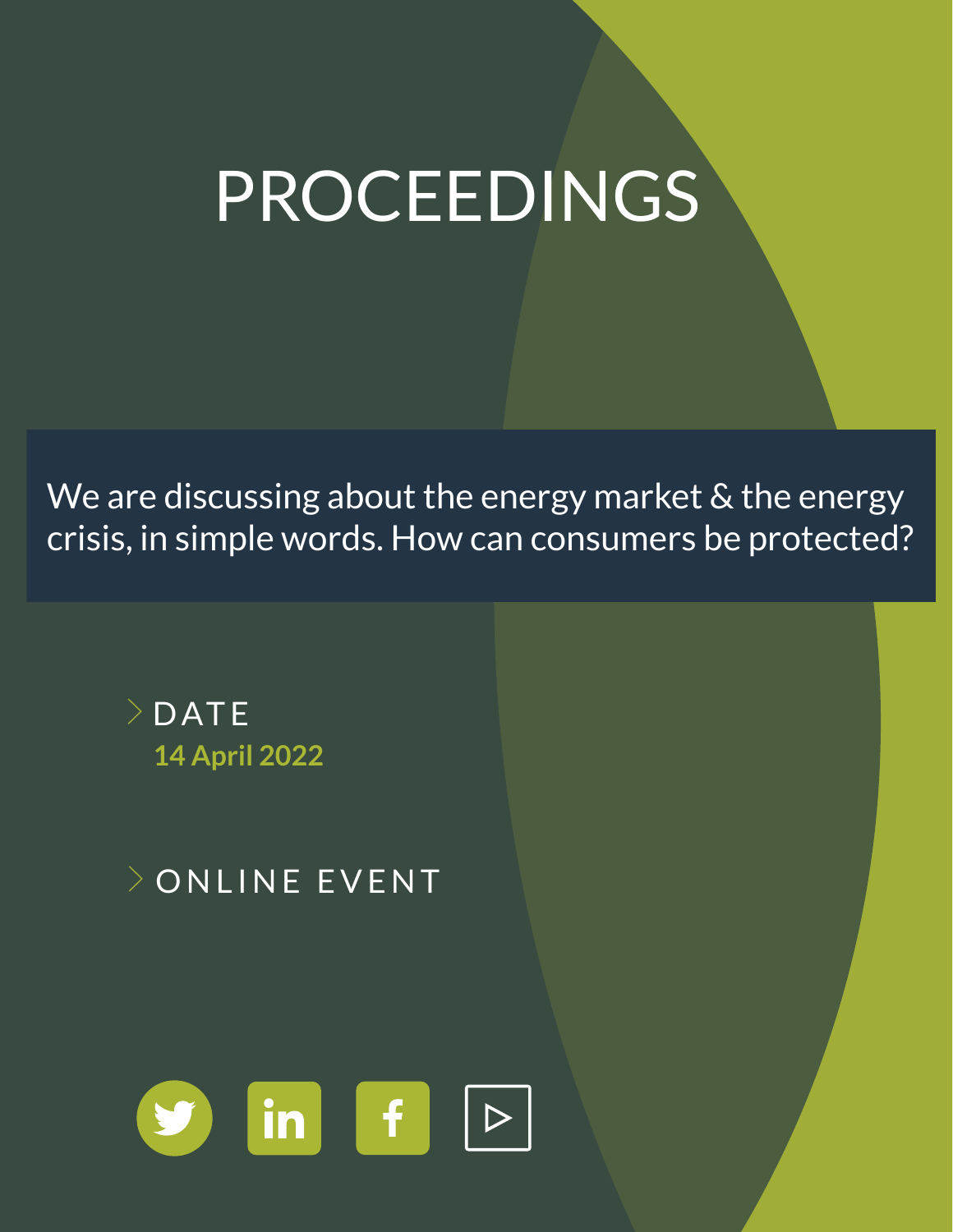# PROCEEDINGS

We are discussing about the energy market & the energy crisis, in simple words. How can consumers be protected?

DATE

**14 April 2022**

ONLINE EVENT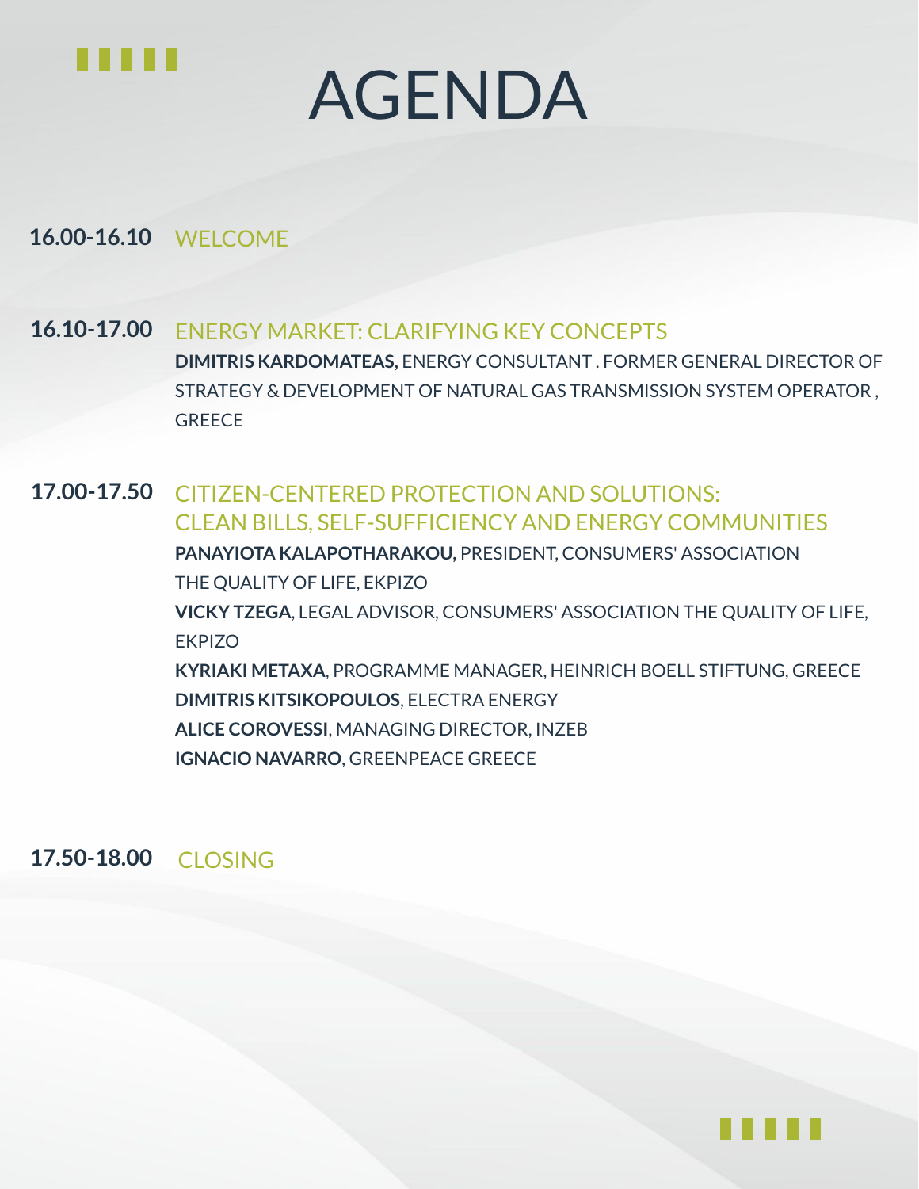# AGENDA

**16.00-16.10** WELCOME

**16.10-17.00** ENERGY MARKET: CLARIFYING KEY CONCEPTS

**DIMITRIS KARDOMATEAS,** ENERGY CONSULTANT . FORMER GENERAL DIRECTOR OF STRATEGY & DEVELOPMENT OF NATURAL GAS TRANSMISSION SYSTEM OPERATOR , GREECE

**17.00-17.50** CITIZEN-CENTERED PROTECTION AND SOLUTIONS: CLEAN BILLS, SELF-SUFFICIENCY AND ENERGY COMMUNITIES

**PANAYIOTA KALAPOTHARAKOU,** PRESIDENT, CONSUMERS' ASSOCIATION THE QUALITY OF LIFE, EKPIZO

**VICKY TZEGA**, LEGAL ADVISOR, CONSUMERS' ASSOCIATION THE QUALITY OF LIFE, EKPIZO

**KYRIAKI METAXA**, PROGRAMME MANAGER, HEINRICH BOELL STIFTUNG, GREECE

**DIMITRIS KITSIKOPOULOS**, ELECTRA ENERGY

**ALICE COROVESSI**, MANAGING DIRECTOR, INZEB

**IGNACIO NAVARRO**, GREENPEACE GREECE

**17.50-18.00** CLOSING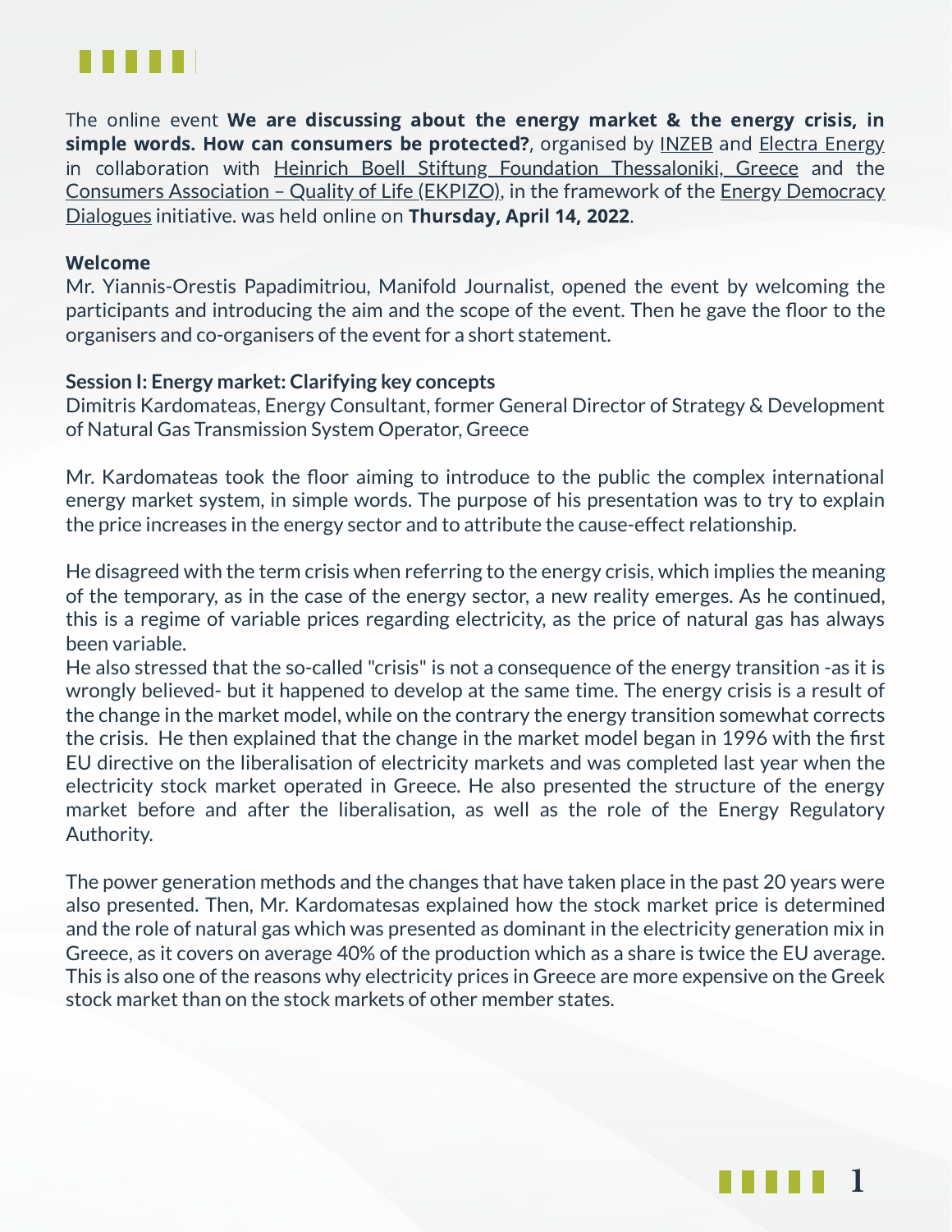The online event **We are discussing about the energy market & the energy crisis, in simple words. How can consumers be protected?**, organised by INZEB and Electra Energy in collaboration with Heinrich Boell Stiftung Foundation Thessaloniki, Greece and the Consumers Association – Quality of Life (EKPIZO), in the framework of the Energy Democracy Dialogues initiative. was held online on **Thursday, April 14, 2022**.

**Welcome**

Mr. Yiannis-Orestis Papadimitriou, Manifold Journalist, opened the event by welcoming the participants and introducing the aim and the scope of the event. Then he gave the floor to the organisers and co-organisers of the event for a short statement.

**Session I: Energy market: Clarifying key concepts**

Dimitris Kardomateas, Energy Consultant, former General Director of Strategy & Development of Natural Gas Transmission System Operator, Greece

Mr. Kardomateas took the floor aiming to introduce to the public the complex international energy market system, in simple words. The purpose of his presentation was to try to explain the price increases in the energy sector and to attribute the cause-effect relationship.

He disagreed with the term crisis when referring to the energy crisis, which implies the meaning of the temporary, as in the case of the energy sector, a new reality emerges. As he continued, this is a regime of variable prices regarding electricity, as the price of natural gas has always been variable.

He also stressed that the so-called "crisis" is not a consequence of the energy transition -as it is wrongly believed- but it happened to develop at the same time. The energy crisis is a result of the change in the market model, while on the contrary the energy transition somewhat corrects the crisis. He then explained that the change in the market model began in 1996 with the first EU directive on the liberalisation of electricity markets and was completed last year when the electricity stock market operated in Greece. He also presented the structure of the energy market before and after the liberalisation, as well as the role of the Energy Regulatory Authority.

The power generation methods and the changes that have taken place in the past 20 years were also presented. Then, Mr. Kardomatesas explained how the stock market price is determined and the role of natural gas which was presented as dominant in the electricity generation mix in Greece, as it covers on average 40% of the production which as a share is twice the EU average. This is also one of the reasons why electricity prices in Greece are more expensive on the Greek stock market than on the stock markets of other member states.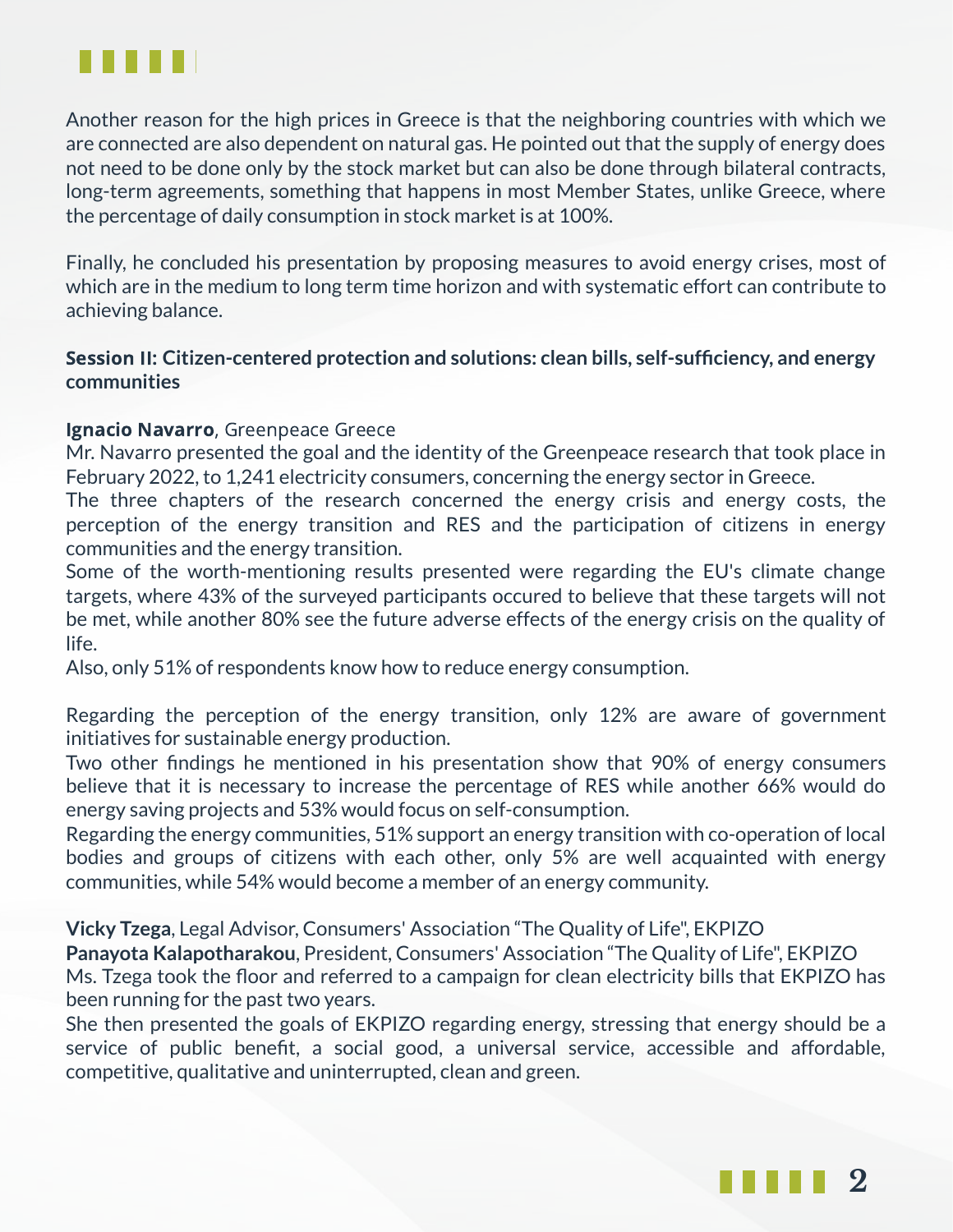Another reason for the high prices in Greece is that the neighboring countries with which we are connected are also dependent on natural gas. He pointed out that the supply of energy does not need to be done only by the stock market but can also be done through bilateral contracts, long-term agreements, something that happens in most Member States, unlike Greece, where the percentage of daily consumption in stock market is at 100%.

Finally, he concluded his presentation by proposing measures to avoid energy crises, most of which are in the medium to long term time horizon and with systematic effort can contribute to achieving balance.

**Session II: Citizen-centered protection and solutions: clean bills, self-sufficiency, and energy communities**

**Ignacio Navarro**, Greenpeace Greece
Mr. Navarro presented the goal and the identity of the Greenpeace research that took place in February 2022, to 1,241 electricity consumers, concerning the energy sector in Greece.
The three chapters of the research concerned the energy crisis and energy costs, the perception of the energy transition and RES and the participation of citizens in energy communities and the energy transition.
Some of the worth-mentioning results presented were regarding the EU's climate change targets, where 43% of the surveyed participants occured to believe that these targets will not be met, while another 80% see the future adverse effects of the energy crisis on the quality of life.
Also, only 51% of respondents know how to reduce energy consumption.

Regarding the perception of the energy transition, only 12% are aware of government initiatives for sustainable energy production.
Two other findings he mentioned in his presentation show that 90% of energy consumers believe that it is necessary to increase the percentage of RES while another 66% would do energy saving projects and 53% would focus on self-consumption.
Regarding the energy communities, 51% support an energy transition with co-operation of local bodies and groups of citizens with each other, only 5% are well acquainted with energy communities, while 54% would become a member of an energy community.

**Vicky Tzega**, Legal Advisor, Consumers' Association "The Quality of Life", EKPIZO
**Panayota Kalapotharakou**, President, Consumers' Association "The Quality of Life", EKPIZO
Ms. Tzega took the floor and referred to a campaign for clean electricity bills that EKPIZO has been running for the past two years.
She then presented the goals of EKPIZO regarding energy, stressing that energy should be a service of public benefit, a social good, a universal service, accessible and affordable, competitive, qualitative and uninterrupted, clean and green.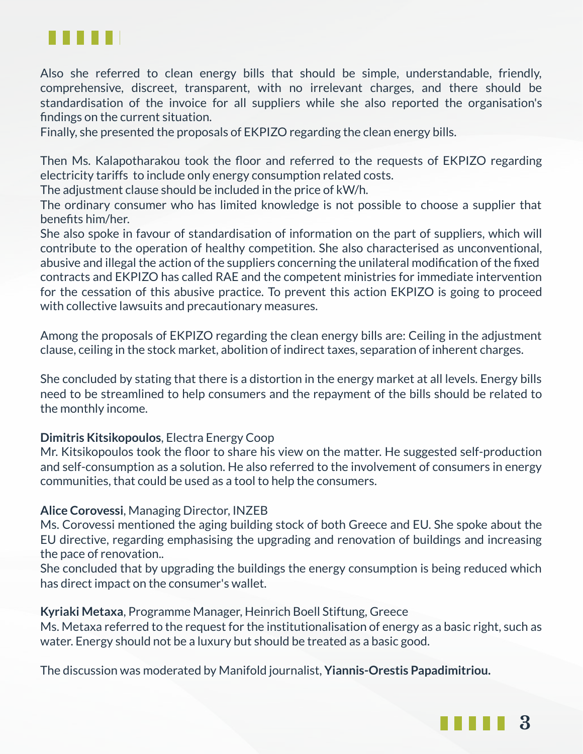Also she referred to clean energy bills that should be simple, understandable, friendly, comprehensive, discreet, transparent, with no irrelevant charges, and there should be standardisation of the invoice for all suppliers while she also reported the organisation's findings on the current situation.
Finally, she presented the proposals of EKPIZO regarding the clean energy bills.

Then Ms. Kalapotharakou took the floor and referred to the requests of EKPIZO regarding electricity tariffs to include only energy consumption related costs.
The adjustment clause should be included in the price of kW/h.
The ordinary consumer who has limited knowledge is not possible to choose a supplier that benefits him/her.
She also spoke in favour of standardisation of information on the part of suppliers, which will contribute to the operation of healthy competition. She also characterised as unconventional, abusive and illegal the action of the suppliers concerning the unilateral modification of the fixed contracts and EKPIZO has called RAE and the competent ministries for immediate intervention for the cessation of this abusive practice. To prevent this action EKPIZO is going to proceed with collective lawsuits and precautionary measures.

Among the proposals of EKPIZO regarding the clean energy bills are: Ceiling in the adjustment clause, ceiling in the stock market, abolition of indirect taxes, separation of inherent charges.

She concluded by stating that there is a distortion in the energy market at all levels. Energy bills need to be streamlined to help consumers and the repayment of the bills should be related to the monthly income.

**Dimitris Kitsikopoulos**, Electra Energy Coop
Mr. Kitsikopoulos took the floor to share his view on the matter. He suggested self-production and self-consumption as a solution. He also referred to the involvement of consumers in energy communities, that could be used as a tool to help the consumers.

**Alice Corovessi**, Managing Director, INZEB
Ms. Corovessi mentioned the aging building stock of both Greece and EU. She spoke about the EU directive, regarding emphasising the upgrading and renovation of buildings and increasing the pace of renovation..
She concluded that by upgrading the buildings the energy consumption is being reduced which has direct impact on the consumer's wallet.

**Kyriaki Metaxa**, Programme Manager, Heinrich Boell Stiftung, Greece
Ms. Metaxa referred to the request for the institutionalisation of energy as a basic right, such as water. Energy should not be a luxury but should be treated as a basic good.

The discussion was moderated by Manifold journalist, **Yiannis-Orestis Papadimitriou.**